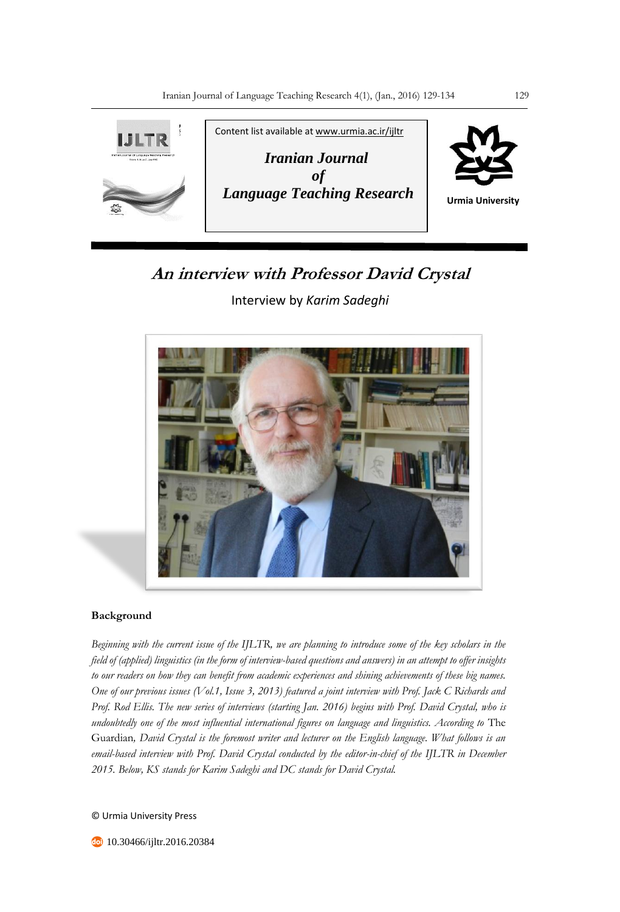Content list available at www.urmia.ac.ir/ijltr

**Iranian Journal of Language Teaching Research**

Urmia University

# An interview with Professor David Crystal

Interview by *Karim Sadeghi*

## Background

*Beginning with the current issue of the IJLTR, we are planning to introduce some of the key scholars in the field of (applied) linguistics (in the form of interview-based questions and answers) in an attempt to offer insights to our readers on how they can benefit from academic experiences and shining achievements of these big names. One of our previous issues (Vol.1, Issue 3, 2013) featured a joint interview with Prof. Jack C Richards and Prof. Rod Ellis. The new series of interviews (starting Jan. 2016) begins with Prof. David Crystal, who is undoubtedly one of the most influential international figures on language and linguistics. According to* The Guardian, *David Crystal is the foremost writer and lecturer on the English language. What follows is an email-based interview with Prof. David Crystal conducted by the editor-in-chief of the IJLTR in December 2015. Below, KS stands for Karim Sadeghi and DC stands for David Crystal.*

© Urmia University Press

10.30466/ijltr.2016.20384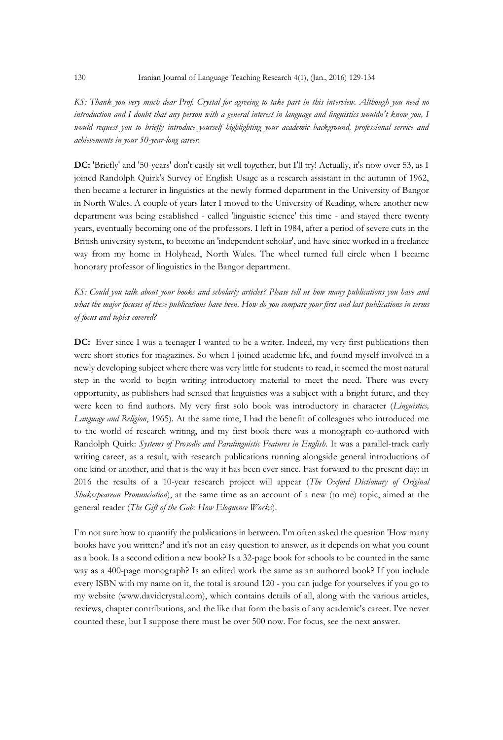*KS: Thank you very much dear Prof. Crystal for agreeing to take part in this interview. Although you need no introduction and I doubt that any person with a general interest in language and linguistics wouldn't know you, I would request you to briefly introduce yourself highlighting your academic background, professional service and achievements in your 50-year-long career.*

**DC:** 'Briefly' and '50-years' don't easily sit well together, but I'll try! Actually, it's now over 53, as I joined Randolph Quirk's Survey of English Usage as a research assistant in the autumn of 1962, then became a lecturer in linguistics at the newly formed department in the University of Bangor in North Wales. A couple of years later I moved to the University of Reading, where another new department was being established - called 'linguistic science' this time - and stayed there twenty years, eventually becoming one of the professors. I left in 1984, after a period of severe cuts in the British university system, to become an 'independent scholar', and have since worked in a freelance way from my home in Holyhead, North Wales. The wheel turned full circle when I became honorary professor of linguistics in the Bangor department.

*KS: Could you talk about your books and scholarly articles? Please tell us how many publications you have and what the major focuses of these publications have been. How do you compare your first and last publications in terms of focus and topics covered?*

**DC:** Ever since I was a teenager I wanted to be a writer. Indeed, my very first publications then were short stories for magazines. So when I joined academic life, and found myself involved in a newly developing subject where there was very little for students to read, it seemed the most natural step in the world to begin writing introductory material to meet the need. There was every opportunity, as publishers had sensed that linguistics was a subject with a bright future, and they were keen to find authors. My very first solo book was introductory in character (*Linguistics, Language and Religion*, 1965). At the same time, I had the benefit of colleagues who introduced me to the world of research writing, and my first book there was a monograph co-authored with Randolph Quirk: *Systems of Prosodic and Paralinguistic Features in English*. It was a parallel-track early writing career, as a result, with research publications running alongside general introductions of one kind or another, and that is the way it has been ever since. Fast forward to the present day: in 2016 the results of a 10-year research project will appear (*The Oxford Dictionary of Original Shakespearean Pronunciation*), at the same time as an account of a new (to me) topic, aimed at the general reader (*The Gift of the Gab: How Eloquence Works*).

I'm not sure how to quantify the publications in between. I'm often asked the question 'How many books have you written?' and it's not an easy question to answer, as it depends on what you count as a book. Is a second edition a new book? Is a 32-page book for schools to be counted in the same way as a 400-page monograph? Is an edited work the same as an authored book? If you include every ISBN with my name on it, the total is around 120 - you can judge for yourselves if you go to my website (www.davidcrystal.com), which contains details of all, along with the various articles, reviews, chapter contributions, and the like that form the basis of any academic's career. I've never counted these, but I suppose there must be over 500 now. For focus, see the next answer.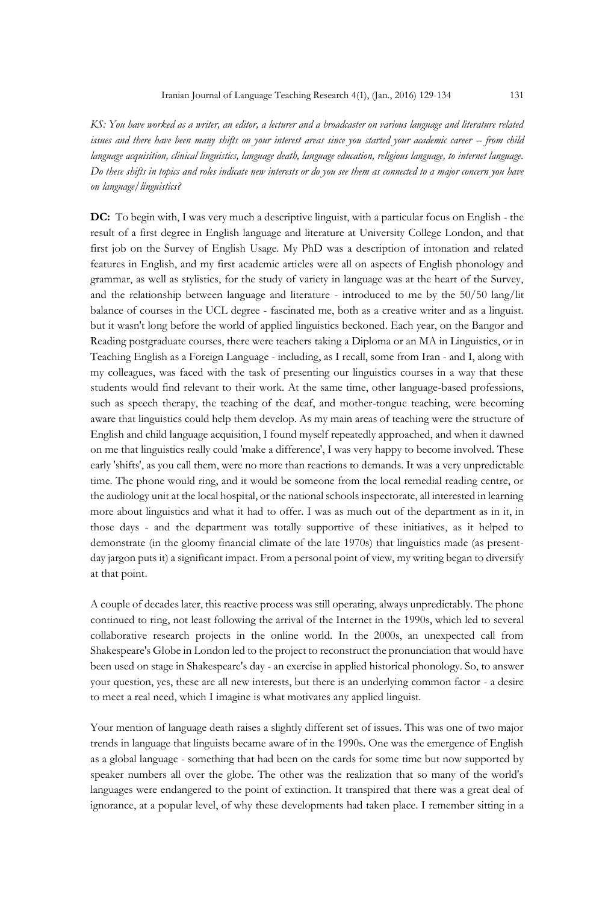*KS: You have worked as a writer, an editor, a lecturer and a broadcaster on various language and literature related issues and there have been many shifts on your interest areas since you started your academic career -- from child language acquisition, clinical linguistics, language death, language education, religious language, to internet language. Do these shifts in topics and roles indicate new interests or do you see them as connected to a major concern you have on language/linguistics?*

**DC:** To begin with, I was very much a descriptive linguist, with a particular focus on English - the result of a first degree in English language and literature at University College London, and that first job on the Survey of English Usage. My PhD was a description of intonation and related features in English, and my first academic articles were all on aspects of English phonology and grammar, as well as stylistics, for the study of variety in language was at the heart of the Survey, and the relationship between language and literature - introduced to me by the 50/50 lang/lit balance of courses in the UCL degree - fascinated me, both as a creative writer and as a linguist. but it wasn't long before the world of applied linguistics beckoned. Each year, on the Bangor and Reading postgraduate courses, there were teachers taking a Diploma or an MA in Linguistics, or in Teaching English as a Foreign Language - including, as I recall, some from Iran - and I, along with my colleagues, was faced with the task of presenting our linguistics courses in a way that these students would find relevant to their work. At the same time, other language-based professions, such as speech therapy, the teaching of the deaf, and mother-tongue teaching, were becoming aware that linguistics could help them develop. As my main areas of teaching were the structure of English and child language acquisition, I found myself repeatedly approached, and when it dawned on me that linguistics really could 'make a difference', I was very happy to become involved. These early 'shifts', as you call them, were no more than reactions to demands. It was a very unpredictable time. The phone would ring, and it would be someone from the local remedial reading centre, or the audiology unit at the local hospital, or the national schools inspectorate, all interested in learning more about linguistics and what it had to offer. I was as much out of the department as in it, in those days - and the department was totally supportive of these initiatives, as it helped to demonstrate (in the gloomy financial climate of the late 1970s) that linguistics made (as present-day jargon puts it) a significant impact. From a personal point of view, my writing began to diversify at that point.

A couple of decades later, this reactive process was still operating, always unpredictably. The phone continued to ring, not least following the arrival of the Internet in the 1990s, which led to several collaborative research projects in the online world. In the 2000s, an unexpected call from Shakespeare's Globe in London led to the project to reconstruct the pronunciation that would have been used on stage in Shakespeare's day - an exercise in applied historical phonology. So, to answer your question, yes, these are all new interests, but there is an underlying common factor - a desire to meet a real need, which I imagine is what motivates any applied linguist.

Your mention of language death raises a slightly different set of issues. This was one of two major trends in language that linguists became aware of in the 1990s. One was the emergence of English as a global language - something that had been on the cards for some time but now supported by speaker numbers all over the globe. The other was the realization that so many of the world's languages were endangered to the point of extinction. It transpired that there was a great deal of ignorance, at a popular level, of why these developments had taken place. I remember sitting in a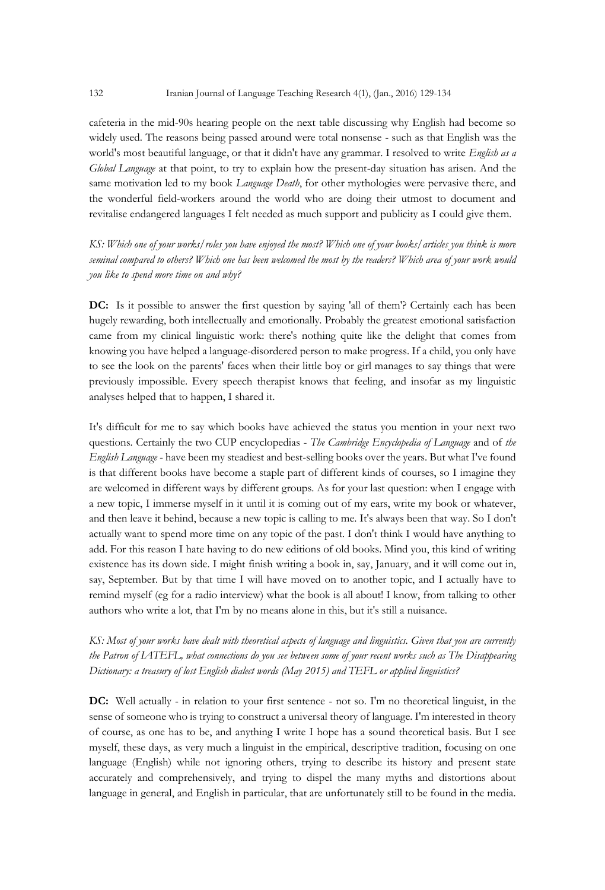cafeteria in the mid-90s hearing people on the next table discussing why English had become so widely used. The reasons being passed around were total nonsense - such as that English was the world's most beautiful language, or that it didn't have any grammar. I resolved to write *English as a Global Language* at that point, to try to explain how the present-day situation has arisen. And the same motivation led to my book *Language Death*, for other mythologies were pervasive there, and the wonderful field-workers around the world who are doing their utmost to document and revitalise endangered languages I felt needed as much support and publicity as I could give them.

*KS: Which one of your works/roles you have enjoyed the most? Which one of your books/articles you think is more seminal compared to others? Which one has been welcomed the most by the readers? Which area of your work would you like to spend more time on and why?*

**DC:** Is it possible to answer the first question by saying 'all of them'? Certainly each has been hugely rewarding, both intellectually and emotionally. Probably the greatest emotional satisfaction came from my clinical linguistic work: there's nothing quite like the delight that comes from knowing you have helped a language-disordered person to make progress. If a child, you only have to see the look on the parents' faces when their little boy or girl manages to say things that were previously impossible. Every speech therapist knows that feeling, and insofar as my linguistic analyses helped that to happen, I shared it.

It's difficult for me to say which books have achieved the status you mention in your next two questions. Certainly the two CUP encyclopedias - *The Cambridge Encyclopedia of Language* and of *the English Language* - have been my steadiest and best-selling books over the years. But what I've found is that different books have become a staple part of different kinds of courses, so I imagine they are welcomed in different ways by different groups. As for your last question: when I engage with a new topic, I immerse myself in it until it is coming out of my ears, write my book or whatever, and then leave it behind, because a new topic is calling to me. It's always been that way. So I don't actually want to spend more time on any topic of the past. I don't think I would have anything to add. For this reason I hate having to do new editions of old books. Mind you, this kind of writing existence has its down side. I might finish writing a book in, say, January, and it will come out in, say, September. But by that time I will have moved on to another topic, and I actually have to remind myself (eg for a radio interview) what the book is all about! I know, from talking to other authors who write a lot, that I'm by no means alone in this, but it's still a nuisance.

*KS: Most of your works have dealt with theoretical aspects of language and linguistics. Given that you are currently the Patron of IATEFL, what connections do you see between some of your recent works such as The Disappearing Dictionary: a treasury of lost English dialect words (May 2015) and TEFL or applied linguistics?*

**DC:** Well actually - in relation to your first sentence - not so. I'm no theoretical linguist, in the sense of someone who is trying to construct a universal theory of language. I'm interested in theory of course, as one has to be, and anything I write I hope has a sound theoretical basis. But I see myself, these days, as very much a linguist in the empirical, descriptive tradition, focusing on one language (English) while not ignoring others, trying to describe its history and present state accurately and comprehensively, and trying to dispel the many myths and distortions about language in general, and English in particular, that are unfortunately still to be found in the media.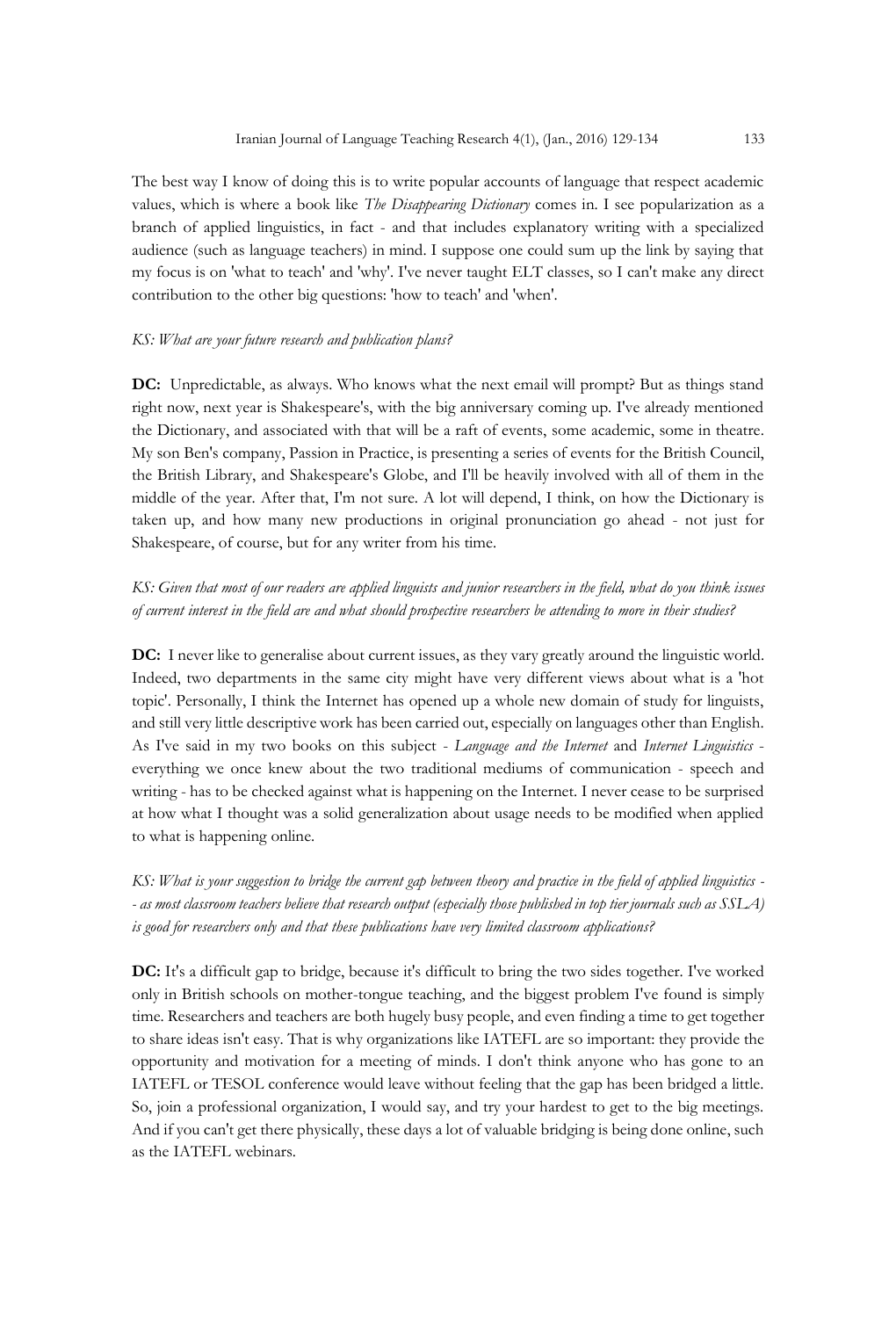The best way I know of doing this is to write popular accounts of language that respect academic values, which is where a book like *The Disappearing Dictionary* comes in. I see popularization as a branch of applied linguistics, in fact - and that includes explanatory writing with a specialized audience (such as language teachers) in mind. I suppose one could sum up the link by saying that my focus is on 'what to teach' and 'why'. I've never taught ELT classes, so I can't make any direct contribution to the other big questions: 'how to teach' and 'when'.

*KS: What are your future research and publication plans?*

**DC:** Unpredictable, as always. Who knows what the next email will prompt? But as things stand right now, next year is Shakespeare's, with the big anniversary coming up. I've already mentioned the Dictionary, and associated with that will be a raft of events, some academic, some in theatre. My son Ben's company, Passion in Practice, is presenting a series of events for the British Council, the British Library, and Shakespeare's Globe, and I'll be heavily involved with all of them in the middle of the year. After that, I'm not sure. A lot will depend, I think, on how the Dictionary is taken up, and how many new productions in original pronunciation go ahead - not just for Shakespeare, of course, but for any writer from his time.

*KS: Given that most of our readers are applied linguists and junior researchers in the field, what do you think issues of current interest in the field are and what should prospective researchers be attending to more in their studies?*

**DC:** I never like to generalise about current issues, as they vary greatly around the linguistic world. Indeed, two departments in the same city might have very different views about what is a 'hot topic'. Personally, I think the Internet has opened up a whole new domain of study for linguists, and still very little descriptive work has been carried out, especially on languages other than English. As I've said in my two books on this subject - *Language and the Internet* and *Internet Linguistics* - everything we once knew about the two traditional mediums of communication - speech and writing - has to be checked against what is happening on the Internet. I never cease to be surprised at how what I thought was a solid generalization about usage needs to be modified when applied to what is happening online.

*KS: What is your suggestion to bridge the current gap between theory and practice in the field of applied linguistics -- as most classroom teachers believe that research output (especially those published in top tier journals such as SSLA) is good for researchers only and that these publications have very limited classroom applications?*

**DC:** It's a difficult gap to bridge, because it's difficult to bring the two sides together. I've worked only in British schools on mother-tongue teaching, and the biggest problem I've found is simply time. Researchers and teachers are both hugely busy people, and even finding a time to get together to share ideas isn't easy. That is why organizations like IATEFL are so important: they provide the opportunity and motivation for a meeting of minds. I don't think anyone who has gone to an IATEFL or TESOL conference would leave without feeling that the gap has been bridged a little. So, join a professional organization, I would say, and try your hardest to get to the big meetings. And if you can't get there physically, these days a lot of valuable bridging is being done online, such as the IATEFL webinars.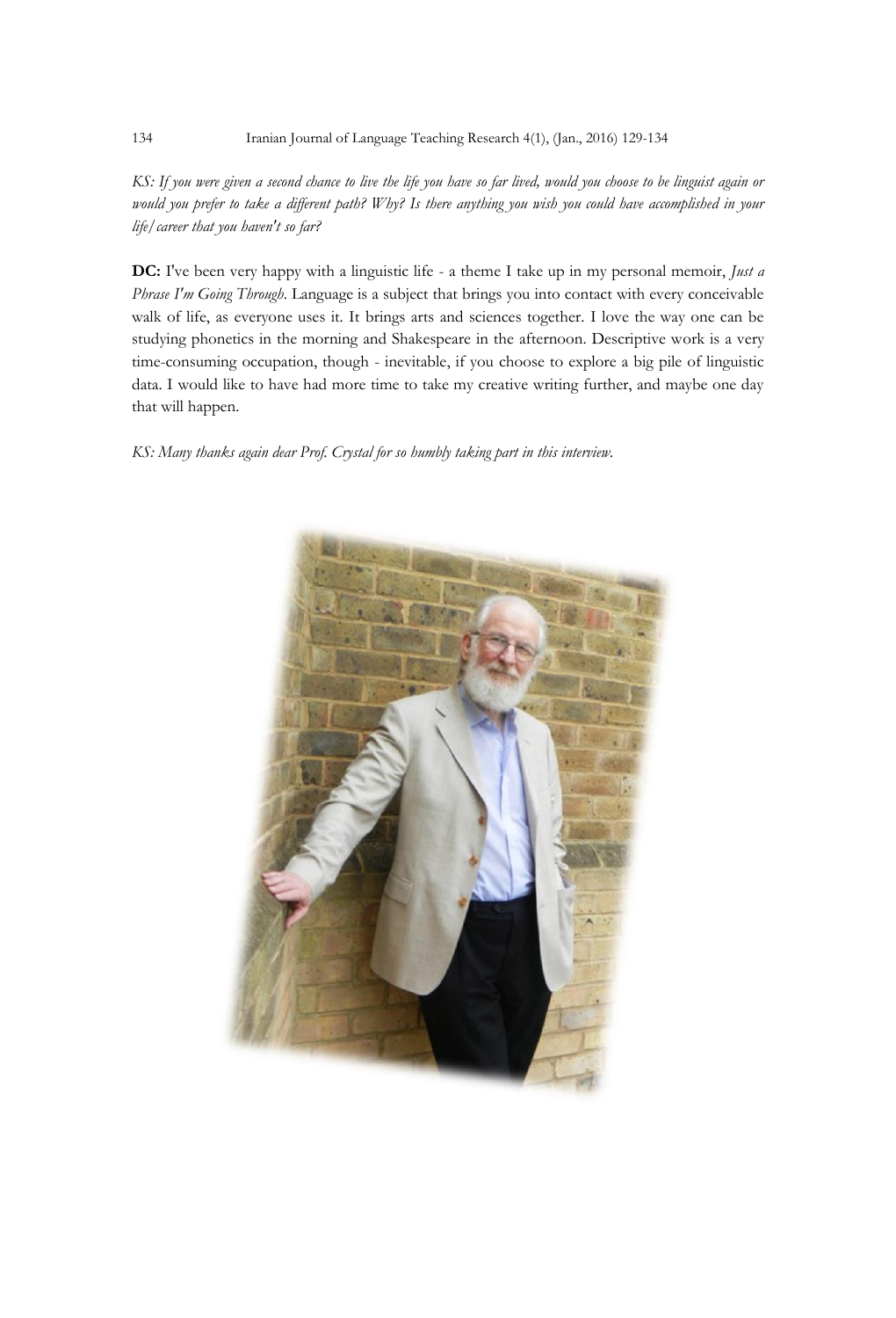*KS: If you were given a second chance to live the life you have so far lived, would you choose to be linguist again or would you prefer to take a different path? Why? Is there anything you wish you could have accomplished in your life/career that you haven't so far?*

**DC:** I've been very happy with a linguistic life - a theme I take up in my personal memoir, *Just a Phrase I'm Going Through*. Language is a subject that brings you into contact with every conceivable walk of life, as everyone uses it. It brings arts and sciences together. I love the way one can be studying phonetics in the morning and Shakespeare in the afternoon. Descriptive work is a very time-consuming occupation, though - inevitable, if you choose to explore a big pile of linguistic data. I would like to have had more time to take my creative writing further, and maybe one day that will happen.

*KS: Many thanks again dear Prof. Crystal for so humbly taking part in this interview.*